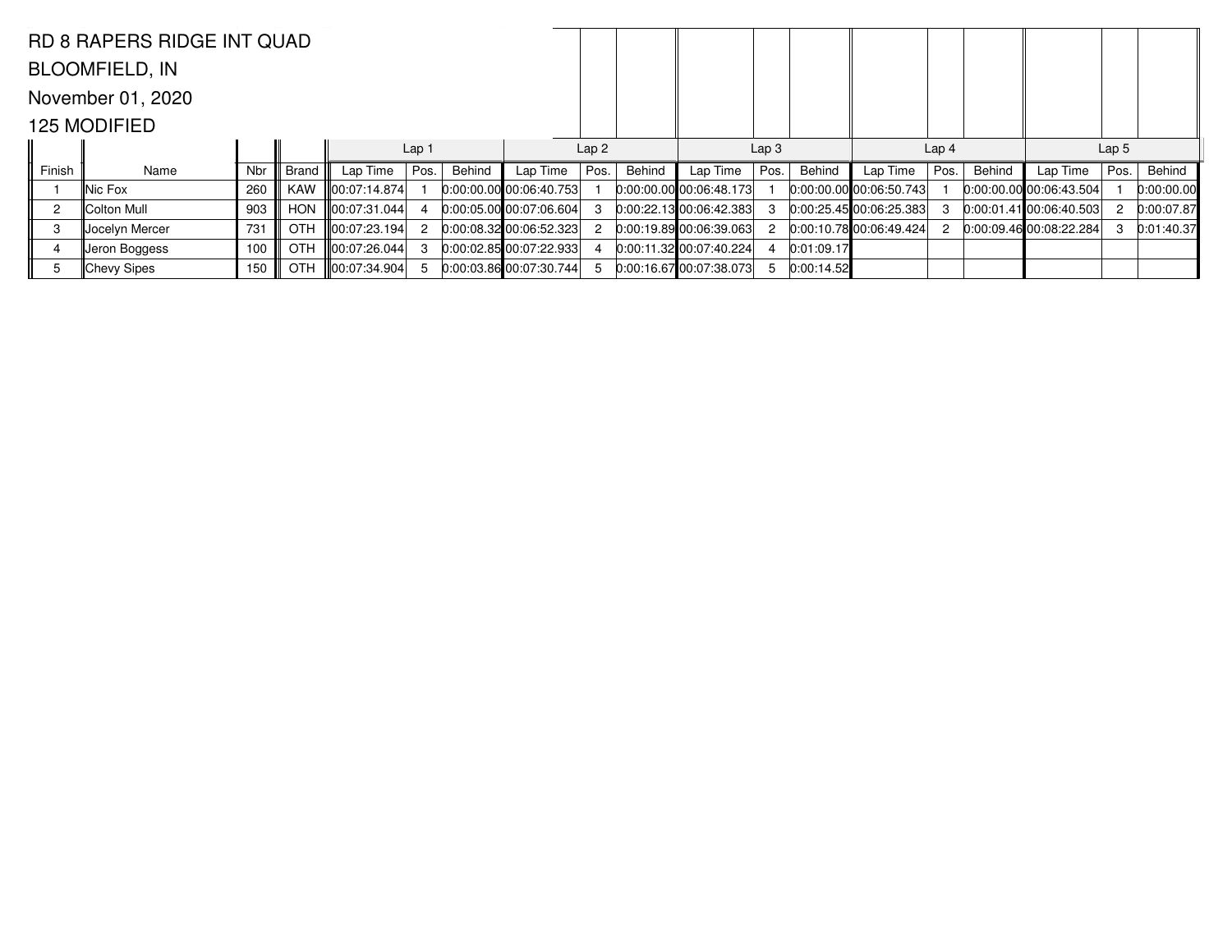RD 8 RAPERS RIDGE INT QUAD

BLOOMFIELD, IN

November 01, 2020

125 MODIFIED

| | | | | Lap 1 | | | Lap 2 | | | Lap 3 | | | Lap 4 | | | Lap 5 | | |
|---|---|---|---|---|---|---|---|---|---|---|---|---|---|---|---|---|---|---|
| Finish | Name | Nbr | Brand | Lap Time | Pos. | Behind | Lap Time | Pos. | Behind | Lap Time | Pos. | Behind | Lap Time | Pos. | Behind | Lap Time | Pos. | Behind |
| 1 | Nic Fox | 260 | KAW | 00:07:14.874 | 1 | 0:00:00.00 | 00:06:40.753 | 1 | 0:00:00.00 | 00:06:48.173 | 1 | 0:00:00.00 | 00:06:50.743 | 1 | 0:00:00.00 | 00:06:43.504 | 1 | 0:00:00.00 |
| 2 | Colton Mull | 903 | HON | 00:07:31.044 | 4 | 0:00:05.00 | 00:07:06.604 | 3 | 0:00:22.13 | 00:06:42.383 | 3 | 0:00:25.45 | 00:06:25.383 | 3 | 0:00:01.41 | 00:06:40.503 | 2 | 0:00:07.87 |
| 3 | Jocelyn Mercer | 731 | OTH | 00:07:23.194 | 2 | 0:00:08.32 | 00:06:52.323 | 2 | 0:00:19.89 | 00:06:39.063 | 2 | 0:00:10.78 | 00:06:49.424 | 2 | 0:00:09.46 | 00:08:22.284 | 3 | 0:01:40.37 |
| 4 | Jeron Boggess | 100 | OTH | 00:07:26.044 | 3 | 0:00:02.85 | 00:07:22.933 | 4 | 0:00:11.32 | 00:07:40.224 | 4 | 0:01:09.17 | | | | | | |
| 5 | Chevy Sipes | 150 | OTH | 00:07:34.904 | 5 | 0:00:03.86 | 00:07:30.744 | 5 | 0:00:16.67 | 00:07:38.073 | 5 | 0:00:14.52 | | | | | | |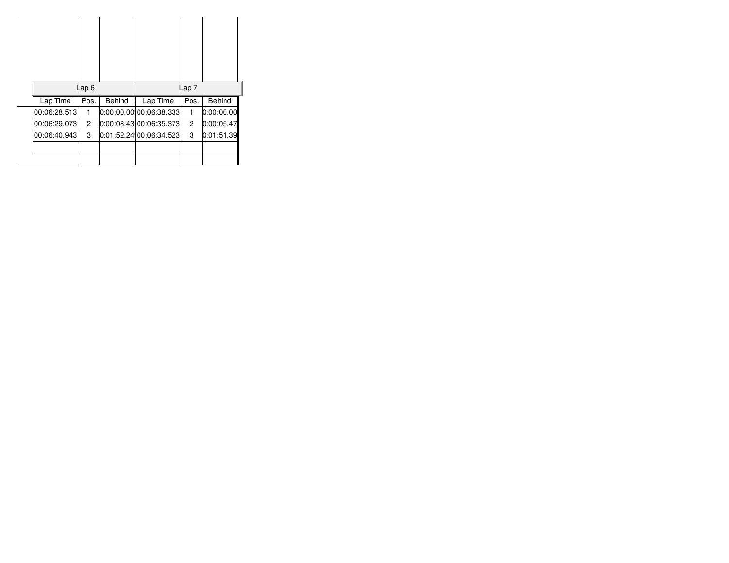| Lap 6 | | | Lap 7 | | |
| --- | --- | --- | --- | --- | --- |
| Lap Time | Pos. | Behind | Lap Time | Pos. | Behind |
| 00:06:28.513 | 1 | 0:00:00.00 | 00:06:38.333 | 1 | 0:00:00.00 |
| 00:06:29.073 | 2 | 0:00:08.43 | 00:06:35.373 | 2 | 0:00:05.47 |
| 00:06:40.943 | 3 | 0:01:52.24 | 00:06:34.523 | 3 | 0:01:51.39 |
| | | | | | |
| | | | | | |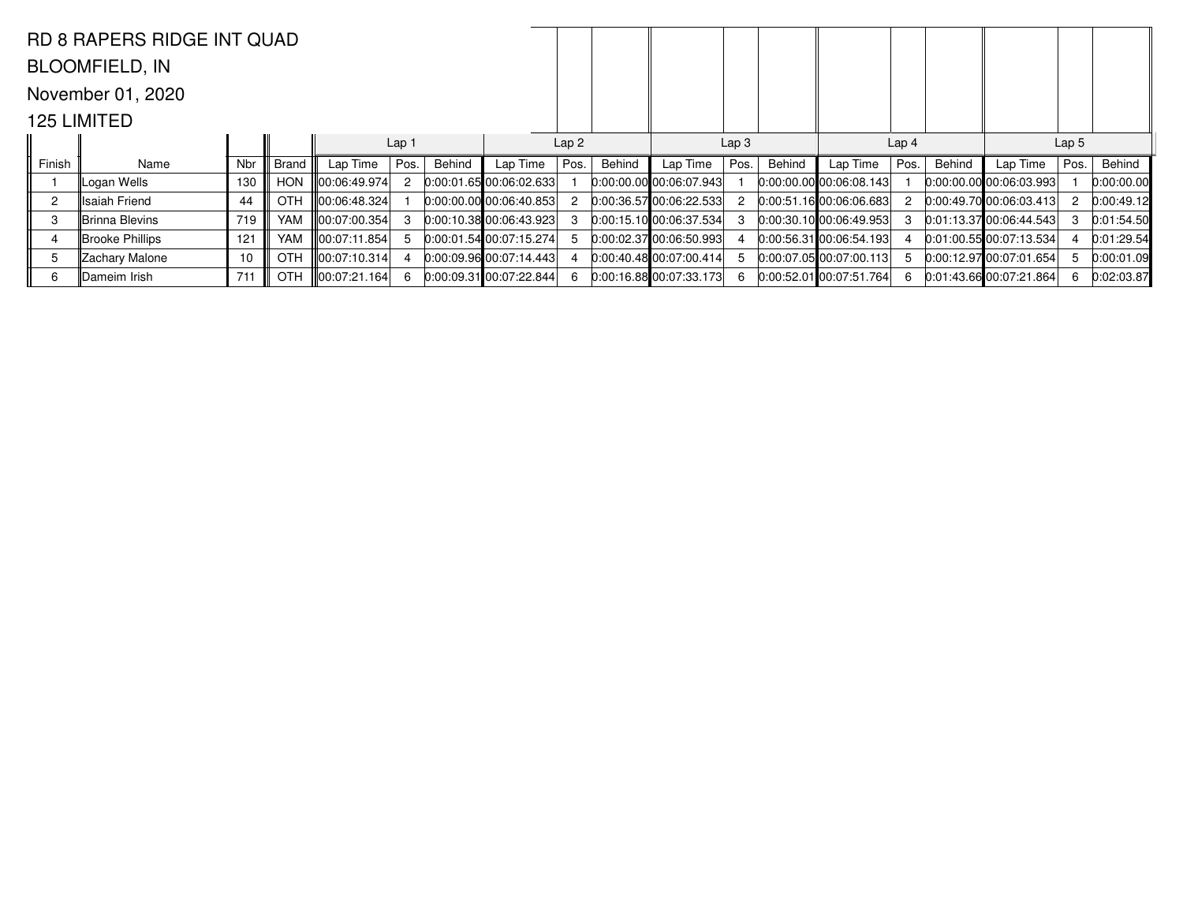RD 8 RAPERS RIDGE INT QUAD

BLOOMFIELD, IN

November 01, 2020

125 LIMITED

| | | | | Lap 1 | | | Lap 2 | | | Lap 3 | | | Lap 4 | | | Lap 5 | | |
|---|---|---|---|---|---|---|---|---|---|---|---|---|---|---|---|---|---|---|
| Finish | Name | Nbr | Brand | Lap Time | Pos. | Behind | Lap Time | Pos. | Behind | Lap Time | Pos. | Behind | Lap Time | Pos. | Behind | Lap Time | Pos. | Behind |
| 1 | Logan Wells | 130 | HON | 00:06:49.974 | 2 | 0:00:01.65 | 00:06:02.633 | 1 | 0:00:00.00 | 00:06:07.943 | 1 | 0:00:00.00 | 00:06:08.143 | 1 | 0:00:00.00 | 00:06:03.993 | 1 | 0:00:00.00 |
| 2 | Isaiah Friend | 44 | OTH | 00:06:48.324 | 1 | 0:00:00.00 | 00:06:40.853 | 2 | 0:00:36.57 | 00:06:22.533 | 2 | 0:00:51.16 | 00:06:06.683 | 2 | 0:00:49.70 | 00:06:03.413 | 2 | 0:00:49.12 |
| 3 | Brinna Blevins | 719 | YAM | 00:07:00.354 | 3 | 0:00:10.38 | 00:06:43.923 | 3 | 0:00:15.10 | 00:06:37.534 | 3 | 0:00:30.10 | 00:06:49.953 | 3 | 0:01:13.37 | 00:06:44.543 | 3 | 0:01:54.50 |
| 4 | Brooke Phillips | 121 | YAM | 00:07:11.854 | 5 | 0:00:01.54 | 00:07:15.274 | 5 | 0:00:02.37 | 00:06:50.993 | 4 | 0:00:56.31 | 00:06:54.193 | 4 | 0:01:00.55 | 00:07:13.534 | 4 | 0:01:29.54 |
| 5 | Zachary Malone | 10 | OTH | 00:07:10.314 | 4 | 0:00:09.96 | 00:07:14.443 | 4 | 0:00:40.48 | 00:07:00.414 | 5 | 0:00:07.05 | 00:07:00.113 | 5 | 0:00:12.97 | 00:07:01.654 | 5 | 0:00:01.09 |
| 6 | Dameim Irish | 711 | OTH | 00:07:21.164 | 6 | 0:00:09.31 | 00:07:22.844 | 6 | 0:00:16.88 | 00:07:33.173 | 6 | 0:00:52.01 | 00:07:51.764 | 6 | 0:01:43.66 | 00:07:21.864 | 6 | 0:02:03.87 |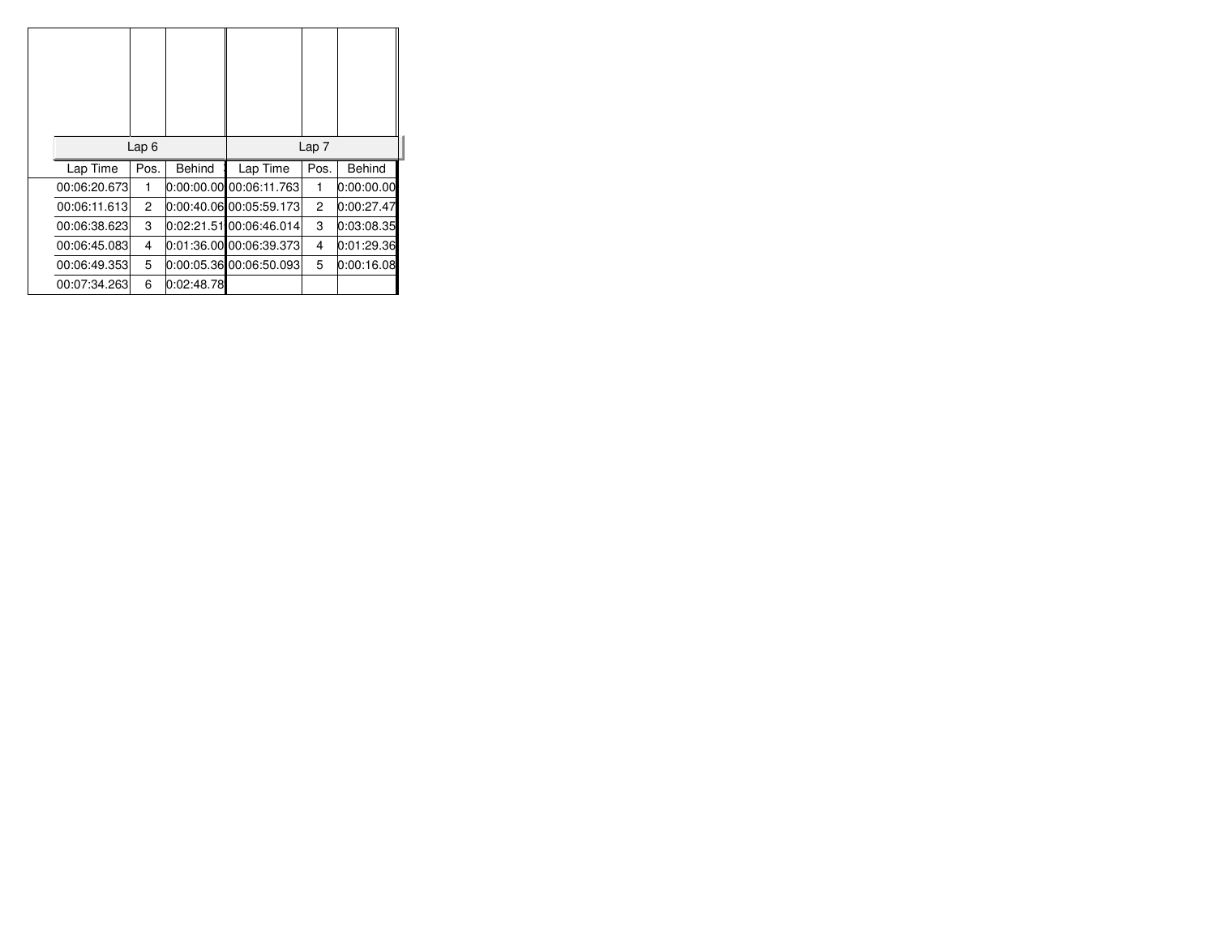| Lap 6 | | | Lap 7 | | |
|---|---|---|---|---|---|
| Lap Time | Pos. | Behind | Lap Time | Pos. | Behind |
| 00:06:20.673 | 1 | 0:00:00.00 | 00:06:11.763 | 1 | 0:00:00.00 |
| 00:06:11.613 | 2 | 0:00:40.06 | 00:05:59.173 | 2 | 0:00:27.47 |
| 00:06:38.623 | 3 | 0:02:21.51 | 00:06:46.014 | 3 | 0:03:08.35 |
| 00:06:45.083 | 4 | 0:01:36.00 | 00:06:39.373 | 4 | 0:01:29.36 |
| 00:06:49.353 | 5 | 0:00:05.36 | 00:06:50.093 | 5 | 0:00:16.08 |
| 00:07:34.263 | 6 | 0:02:48.78 | | | |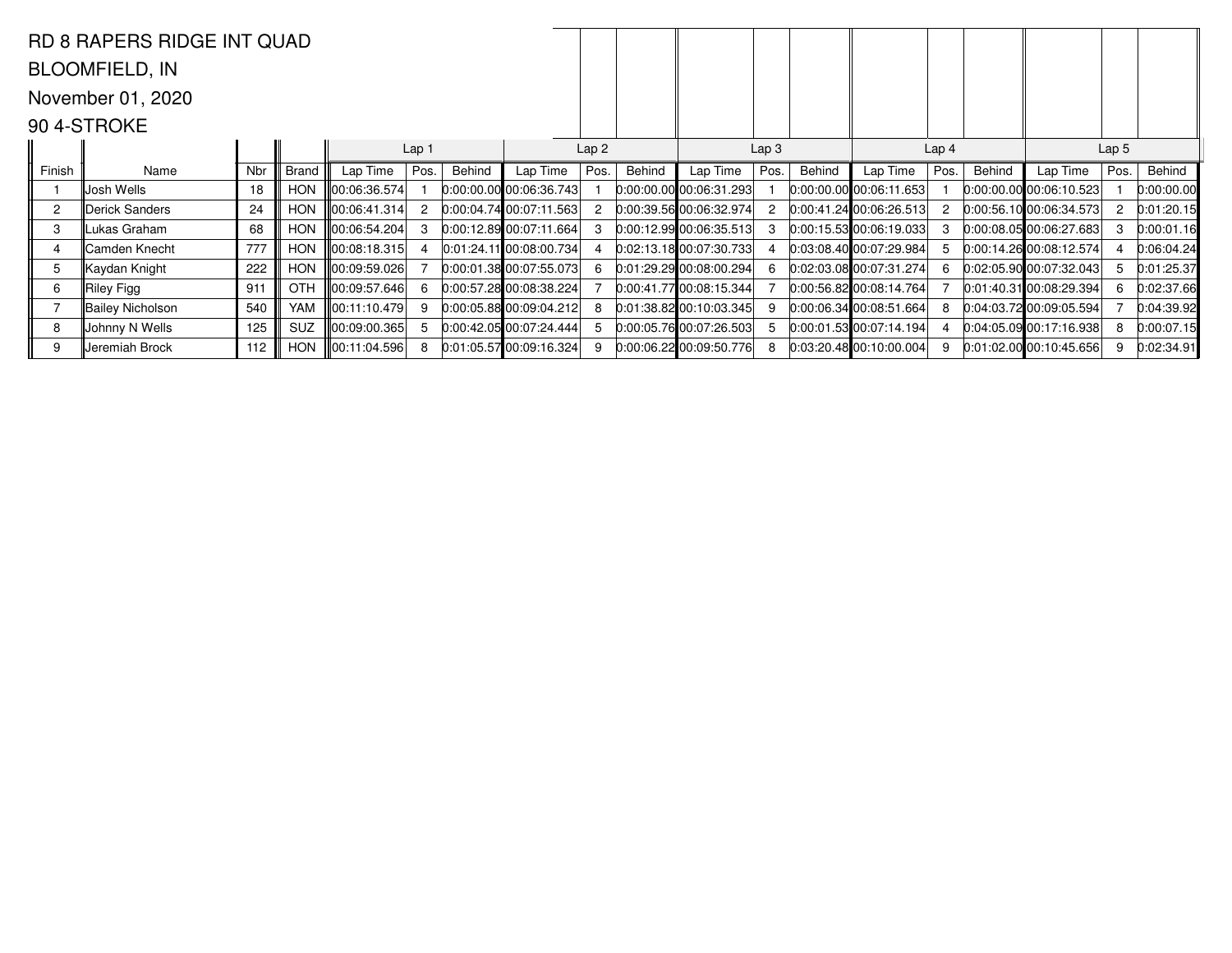RD 8 RAPERS RIDGE INT QUAD

BLOOMFIELD, IN

November 01, 2020

90 4-STROKE

| | | | | Lap 1 | | | Lap 2 | | | Lap 3 | | | Lap 4 | | | Lap 5 | | |
|---|---|---|---|---|---|---|---|---|---|---|---|---|---|---|---|---|---|---|
| Finish | Name | Nbr | Brand | Lap Time | Pos. | Behind | Lap Time | Pos. | Behind | Lap Time | Pos. | Behind | Lap Time | Pos. | Behind | Lap Time | Pos. | Behind |
| 1 | Josh Wells | 18 | HON | 00:06:36.574 | 1 | 0:00:00.00 | 00:06:36.743 | 1 | 0:00:00.00 | 00:06:31.293 | 1 | 0:00:00.00 | 00:06:11.653 | 1 | 0:00:00.00 | 00:06:10.523 | 1 | 0:00:00.00 |
| 2 | Derick Sanders | 24 | HON | 00:06:41.314 | 2 | 0:00:04.74 | 00:07:11.563 | 2 | 0:00:39.56 | 00:06:32.974 | 2 | 0:00:41.24 | 00:06:26.513 | 2 | 0:00:56.10 | 00:06:34.573 | 2 | 0:01:20.15 |
| 3 | Lukas Graham | 68 | HON | 00:06:54.204 | 3 | 0:00:12.89 | 00:07:11.664 | 3 | 0:00:12.99 | 00:06:35.513 | 3 | 0:00:15.53 | 00:06:19.033 | 3 | 0:00:08.05 | 00:06:27.683 | 3 | 0:00:01.16 |
| 4 | Camden Knecht | 777 | HON | 00:08:18.315 | 4 | 0:01:24.11 | 00:08:00.734 | 4 | 0:02:13.18 | 00:07:30.733 | 4 | 0:03:08.40 | 00:07:29.984 | 5 | 0:00:14.26 | 00:08:12.574 | 4 | 0:06:04.24 |
| 5 | Kaydan Knight | 222 | HON | 00:09:59.026 | 7 | 0:00:01.38 | 00:07:55.073 | 6 | 0:01:29.29 | 00:08:00.294 | 6 | 0:02:03.08 | 00:07:31.274 | 6 | 0:02:05.90 | 00:07:32.043 | 5 | 0:01:25.37 |
| 6 | Riley Figg | 911 | OTH | 00:09:57.646 | 6 | 0:00:57.28 | 00:08:38.224 | 7 | 0:00:41.77 | 00:08:15.344 | 7 | 0:00:56.82 | 00:08:14.764 | 7 | 0:01:40.31 | 00:08:29.394 | 6 | 0:02:37.66 |
| 7 | Bailey Nicholson | 540 | YAM | 00:11:10.479 | 9 | 0:00:05.88 | 00:09:04.212 | 8 | 0:01:38.82 | 00:10:03.345 | 9 | 0:00:06.34 | 00:08:51.664 | 8 | 0:04:03.72 | 00:09:05.594 | 7 | 0:04:39.92 |
| 8 | Johnny N Wells | 125 | SUZ | 00:09:00.365 | 5 | 0:00:42.05 | 00:07:24.444 | 5 | 0:00:05.76 | 00:07:26.503 | 5 | 0:00:01.53 | 00:07:14.194 | 4 | 0:04:05.09 | 00:17:16.938 | 8 | 0:00:07.15 |
| 9 | Jeremiah Brock | 112 | HON | 00:11:04.596 | 8 | 0:01:05.57 | 00:09:16.324 | 9 | 0:00:06.22 | 00:09:50.776 | 8 | 0:03:20.48 | 00:10:00.004 | 9 | 0:01:02.00 | 00:10:45.656 | 9 | 0:02:34.91 |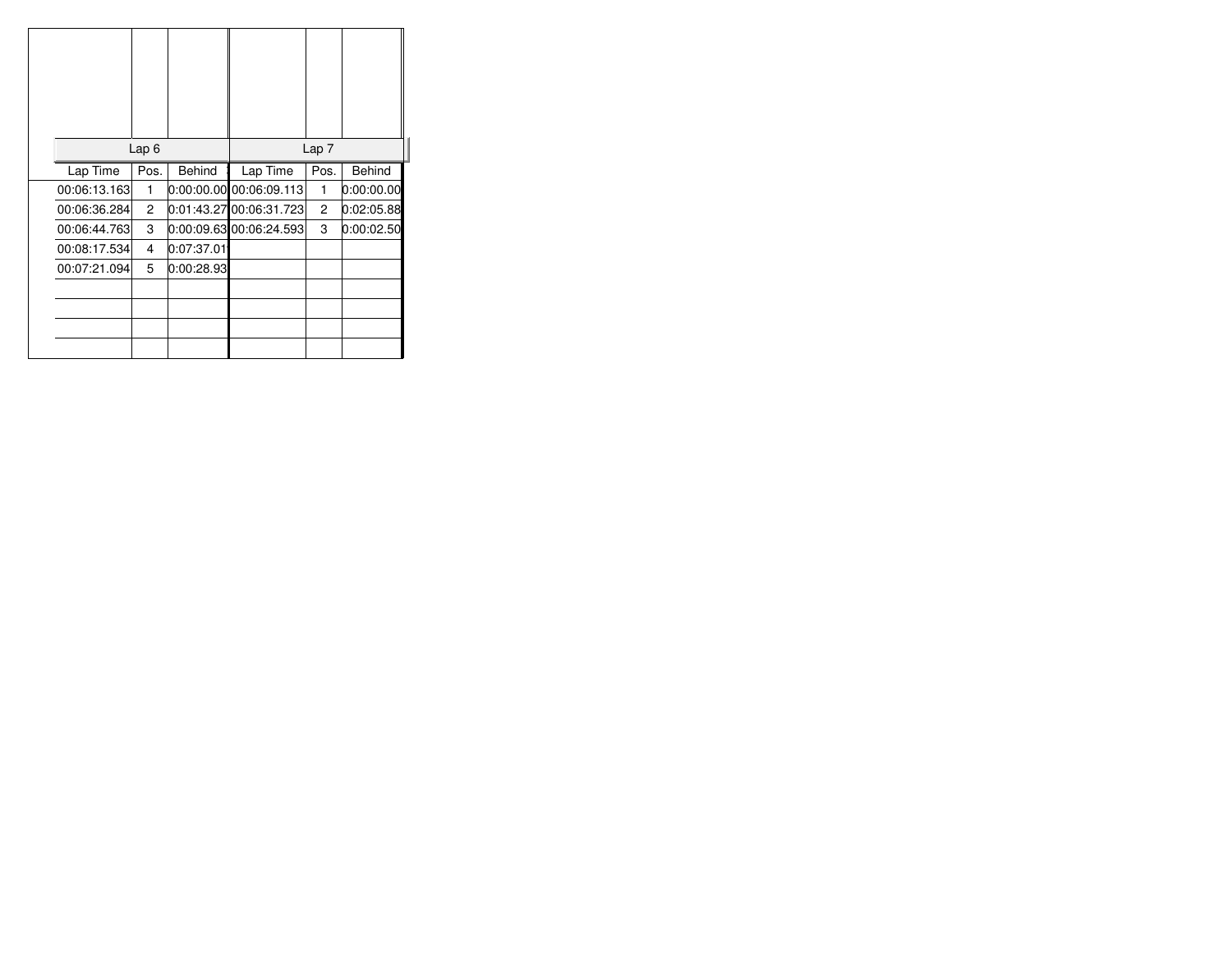| Lap 6 | | | Lap 7 | | |
|---|---|---|---|---|---|
| Lap Time | Pos. | Behind | Lap Time | Pos. | Behind |
| 00:06:13.163 | 1 | 0:00:00.00 | 00:06:09.113 | 1 | 0:00:00.00 |
| 00:06:36.284 | 2 | 0:01:43.27 | 00:06:31.723 | 2 | 0:02:05.88 |
| 00:06:44.763 | 3 | 0:00:09.63 | 00:06:24.593 | 3 | 0:00:02.50 |
| 00:08:17.534 | 4 | 0:07:37.01 | | | |
| 00:07:21.094 | 5 | 0:00:28.93 | | | |
| | | | | | |
| | | | | | |
| | | | | | |
| | | | | | |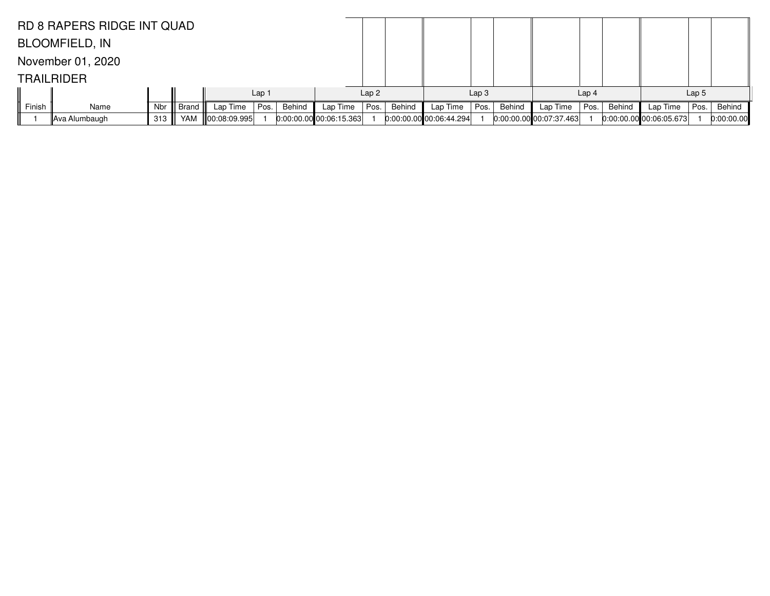RD 8 RAPERS RIDGE INT QUAD

BLOOMFIELD, IN

November 01, 2020

TRAILRIDER

| | | | | Lap 1 | | | Lap 2 | | | Lap 3 | | | Lap 4 | | | Lap 5 | | |
|---|---|---|---|---|---|---|---|---|---|---|---|---|---|---|---|---|---|---|
| Finish | Name | Nbr | Brand | Lap Time | Pos. | Behind | Lap Time | Pos. | Behind | Lap Time | Pos. | Behind | Lap Time | Pos. | Behind | Lap Time | Pos. | Behind |
| 1 | Ava Alumbaugh | 313 | YAM | 00:08:09.995 | 1 | 0:00:00.00 | 00:06:15.363 | 1 | 0:00:00.00 | 00:06:44.294 | 1 | 0:00:00.00 | 00:07:37.463 | 1 | 0:00:00.00 | 00:06:05.673 | 1 | 0:00:00.00 |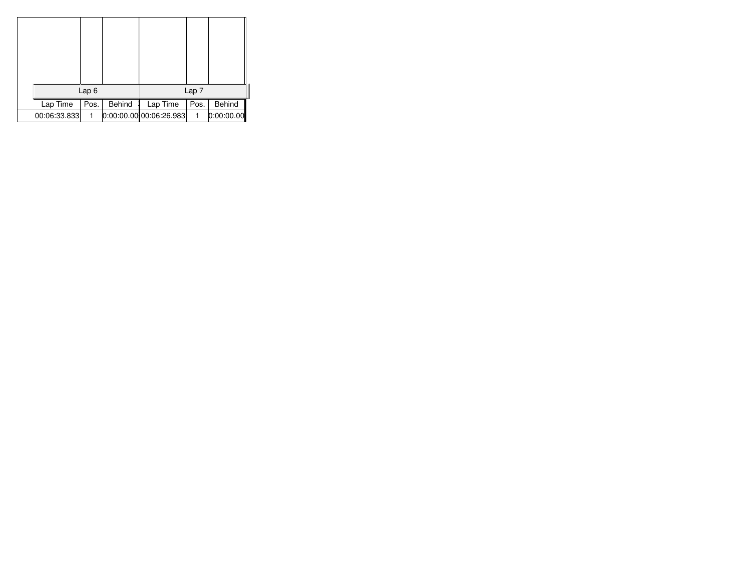| Lap 6 | | | Lap 7 | | |
|---|---|---|---|---|---|
| Lap Time | Pos. | Behind | Lap Time | Pos. | Behind |
| 00:06:33.833 | 1 | 0:00:00.00 | 00:06:26.983 | 1 | 0:00:00.00 |